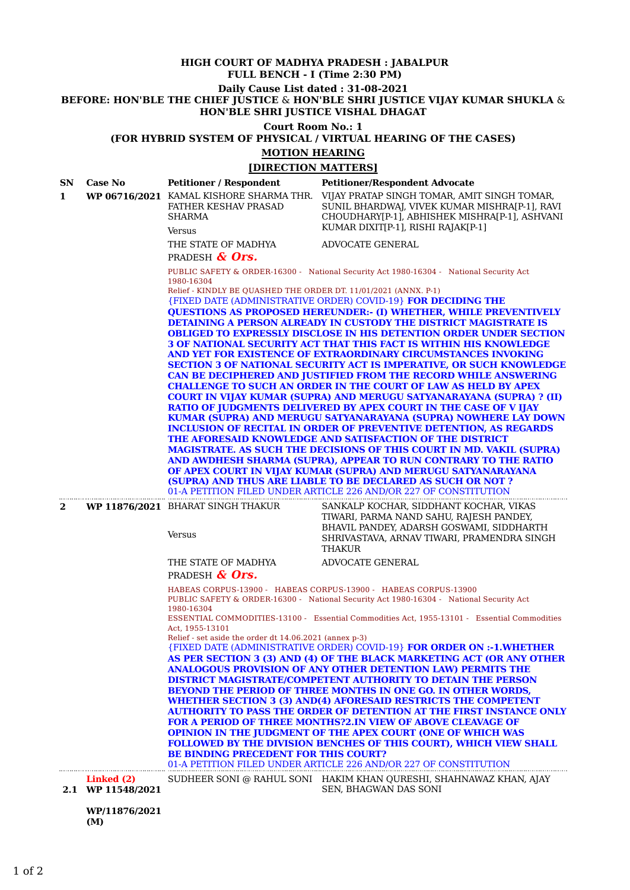# HIGH COURT OF MADHYA PRADESH : JABALPUR

## FULL BENCH - I (Time 2:30 PM)

**Daily Cause List dated : 31-08-2021**

**BEFORE: HON'BLE THE CHIEF JUSTICE & HON'BLE SHRI JUSTICE VIJAY KUMAR SHUKLA & HON'BLE SHRI JUSTICE VISHAL DHAGAT**

**Court Room No.: 1**

**(FOR HYBRID SYSTEM OF PHYSICAL / VIRTUAL HEARING OF THE CASES)**

**MOTION HEARING**

**[DIRECTION MATTERS]**

| SN | Case No | Petitioner / Respondent | Petitioner/Respondent Advocate |
|---|---|---|---|
| 1 | WP 06716/2021 | KAMAL KISHORE SHARMA THR. FATHER KESHAV PRASAD SHARMA<br>Versus<br>THE STATE OF MADHYA PRADESH ***& Ors.*** | VIJAY PRATAP SINGH TOMAR, AMIT SINGH TOMAR, SUNIL BHARDWAJ, VIVEK KUMAR MISHRA[P-1], RAVI CHOUDHARY[P-1], ABHISHEK MISHRA[P-1], ASHVANI KUMAR DIXIT[P-1], RISHI RAJAK[P-1]<br><br>ADVOCATE GENERAL |
| | | PUBLIC SAFETY & ORDER-16300 - National Security Act 1980-16304 - National Security Act 1980-16304<br>Relief - KINDLY BE QUASHED THE ORDER DT. 11/01/2021 (ANNX. P-1)<br>{FIXED DATE (ADMINISTRATIVE ORDER) COVID-19} **FOR DECIDING THE QUESTIONS AS PROPOSED HEREUNDER:- (I) WHETHER, WHILE PREVENTIVELY DETAINING A PERSON ALREADY IN CUSTODY THE DISTRICT MAGISTRATE IS OBLIGED TO EXPRESSLY DISCLOSE IN HIS DETENTION ORDER UNDER SECTION 3 OF NATIONAL SECURITY ACT THAT THIS FACT IS WITHIN HIS KNOWLEDGE AND YET FOR EXISTENCE OF EXTRAORDINARY CIRCUMSTANCES INVOKING SECTION 3 OF NATIONAL SECURITY ACT IS IMPERATIVE, OR SUCH KNOWLEDGE CAN BE DECIPHERED AND JUSTIFIED FROM THE RECORD WHILE ANSWERING CHALLENGE TO SUCH AN ORDER IN THE COURT OF LAW AS HELD BY APEX COURT IN VIJAY KUMAR (SUPRA) AND MERUGU SATYANARAYANA (SUPRA) ? (II) RATIO OF JUDGMENTS DELIVERED BY APEX COURT IN THE CASE OF V IJAY KUMAR (SUPRA) AND MERUGU SATYANARAYANA (SUPRA) NOWHERE LAY DOWN INCLUSION OF RECITAL IN ORDER OF PREVENTIVE DETENTION, AS REGARDS THE AFORESAID KNOWLEDGE AND SATISFACTION OF THE DISTRICT MAGISTRATE. AS SUCH THE DECISIONS OF THIS COURT IN MD. VAKIL (SUPRA) AND AWDHESH SHARMA (SUPRA), APPEAR TO RUN CONTRARY TO THE RATIO OF APEX COURT IN VIJAY KUMAR (SUPRA) AND MERUGU SATYANARAYANA (SUPRA) AND THUS ARE LIABLE TO BE DECLARED AS SUCH OR NOT ?**<br>01-A PETITION FILED UNDER ARTICLE 226 AND/OR 227 OF CONSTITUTION | |
| 2 | WP 11876/2021 | BHARAT SINGH THAKUR<br>Versus<br>THE STATE OF MADHYA PRADESH ***& Ors.*** | SANKALP KOCHAR, SIDDHANT KOCHAR, VIKAS TIWARI, PARMA NAND SAHU, RAJESH PANDEY, BHAVIL PANDEY, ADARSH GOSWAMI, SIDDHARTH SHRIVASTAVA, ARNAV TIWARI, PRAMENDRA SINGH THAKUR<br><br>ADVOCATE GENERAL |
| | | HABEAS CORPUS-13900 - HABEAS CORPUS-13900 - HABEAS CORPUS-13900<br>PUBLIC SAFETY & ORDER-16300 - National Security Act 1980-16304 - National Security Act 1980-16304<br>ESSENTIAL COMMODITIES-13100 - Essential Commodities Act, 1955-13101 - Essential Commodities Act, 1955-13101<br>Relief - set aside the order dt 14.06.2021 (annex p-3)<br>{FIXED DATE (ADMINISTRATIVE ORDER) COVID-19} **FOR ORDER ON :-1.WHETHER AS PER SECTION 3 (3) AND (4) OF THE BLACK MARKETING ACT (OR ANY OTHER ANALOGOUS PROVISION OF ANY OTHER DETENTION LAW) PERMITS THE DISTRICT MAGISTRATE/COMPETENT AUTHORITY TO DETAIN THE PERSON BEYOND THE PERIOD OF THREE MONTHS IN ONE GO. IN OTHER WORDS, WHETHER SECTION 3 (3) AND(4) AFORESAID RESTRICTS THE COMPETENT AUTHORITY TO PASS THE ORDER OF DETENTION AT THE FIRST INSTANCE ONLY FOR A PERIOD OF THREE MONTHS?2.IN VIEW OF ABOVE CLEAVAGE OF OPINION IN THE JUDGMENT OF THE APEX COURT (ONE OF WHICH WAS FOLLOWED BY THE DIVISION BENCHES OF THIS COURT), WHICH VIEW SHALL BE BINDING PRECEDENT FOR THIS COURT?**<br>01-A PETITION FILED UNDER ARTICLE 226 AND/OR 227 OF CONSTITUTION | |
| 2.1 | Linked (2)<br>WP 11548/2021<br><br>WP/11876/2021 (M) | SUDHEER SONI @ RAHUL SONI | HAKIM KHAN QURESHI, SHAHNAWAZ KHAN, AJAY SEN, BHAGWAN DAS SONI |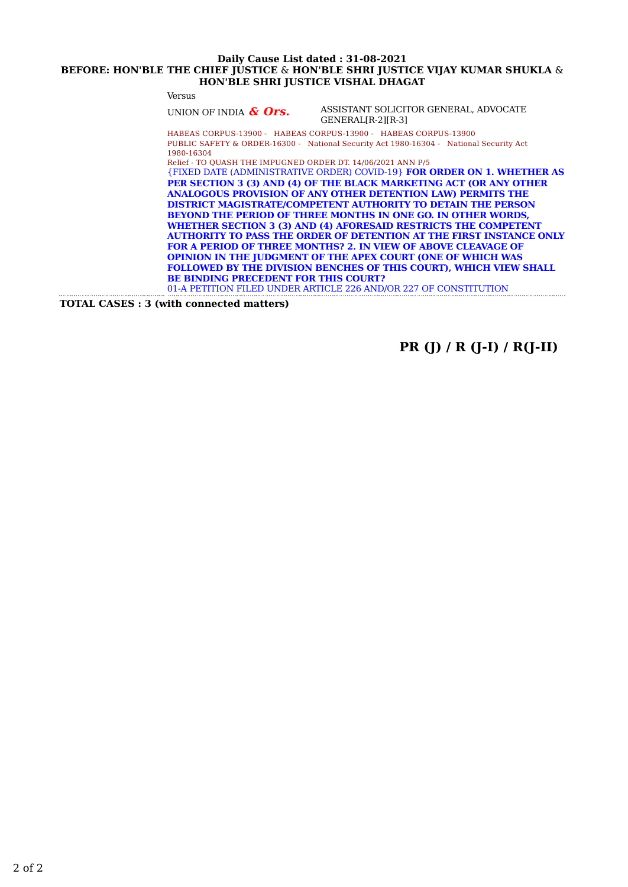**Daily Cause List dated : 31-08-2021**
**BEFORE: HON'BLE THE CHIEF JUSTICE & HON'BLE SHRI JUSTICE VIJAY KUMAR SHUKLA & HON'BLE SHRI JUSTICE VISHAL DHAGAT**

Versus

UNION OF INDIA ***& Ors.*** — ASSISTANT SOLICITOR GENERAL, ADVOCATE GENERAL[R-2][R-3]

HABEAS CORPUS-13900 - HABEAS CORPUS-13900 - HABEAS CORPUS-13900
PUBLIC SAFETY & ORDER-16300 - National Security Act 1980-16304 - National Security Act 1980-16304
Relief - TO QUASH THE IMPUGNED ORDER DT. 14/06/2021 ANN P/5
{FIXED DATE (ADMINISTRATIVE ORDER) COVID-19} **FOR ORDER ON 1. WHETHER AS PER SECTION 3 (3) AND (4) OF THE BLACK MARKETING ACT (OR ANY OTHER ANALOGOUS PROVISION OF ANY OTHER DETENTION LAW) PERMITS THE DISTRICT MAGISTRATE/COMPETENT AUTHORITY TO DETAIN THE PERSON BEYOND THE PERIOD OF THREE MONTHS IN ONE GO. IN OTHER WORDS, WHETHER SECTION 3 (3) AND (4) AFORESAID RESTRICTS THE COMPETENT AUTHORITY TO PASS THE ORDER OF DETENTION AT THE FIRST INSTANCE ONLY FOR A PERIOD OF THREE MONTHS? 2. IN VIEW OF ABOVE CLEAVAGE OF OPINION IN THE JUDGMENT OF THE APEX COURT (ONE OF WHICH WAS FOLLOWED BY THE DIVISION BENCHES OF THIS COURT), WHICH VIEW SHALL BE BINDING PRECEDENT FOR THIS COURT?**
01-A PETITION FILED UNDER ARTICLE 226 AND/OR 227 OF CONSTITUTION

**TOTAL CASES : 3 (with connected matters)**

**PR (J) / R (J-I) / R(J-II)**